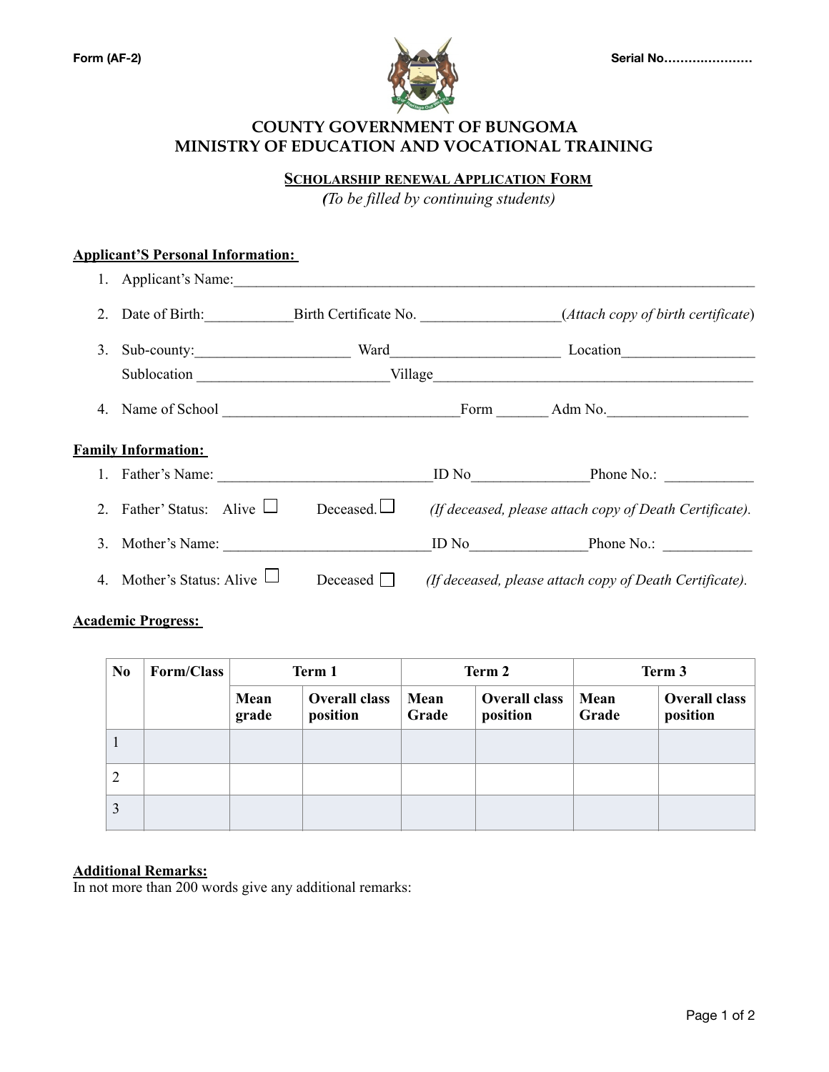Form (AF-2) Serial No…………………

# COUNTY GOVERNMENT OF BUNGOMA
# MINISTRY OF EDUCATION AND VOCATIONAL TRAINING

## SCHOLARSHIP RENEWAL APPLICATION FORM

*(To be filled by continuing students)*

**Applicant'S Personal Information:**

1. Applicant's Name:______________________________________________________________________
2. Date of Birth:___________Birth Certificate No. __________________(*Attach copy of birth certificate*)
3. Sub-county:____________________ Ward______________________ Location_________________
   Sublocation _________________________Village__________________________________________
4. Name of School ______________________________Form _______ Adm No.__________________

**Family Information:**

1. Father's Name: ____________________________ID No_______________Phone No.: ___________
2. Father' Status: Alive ☐ Deceased. ☐ *(If deceased, please attach copy of Death Certificate).*
3. Mother's Name: ___________________________ID No_______________Phone No.: ___________
4. Mother's Status: Alive ☐ Deceased ☐ *(If deceased, please attach copy of Death Certificate).*

**Academic Progress:**

| No | Form/Class | Term 1 | | Term 2 | | Term 3 | |
|---|---|---|---|---|---|---|---|
| | | Mean grade | Overall class position | Mean Grade | Overall class position | Mean Grade | Overall class position |
| 1 | | | | | | | |
| 2 | | | | | | | |
| 3 | | | | | | | |

**Additional Remarks:**

In not more than 200 words give any additional remarks: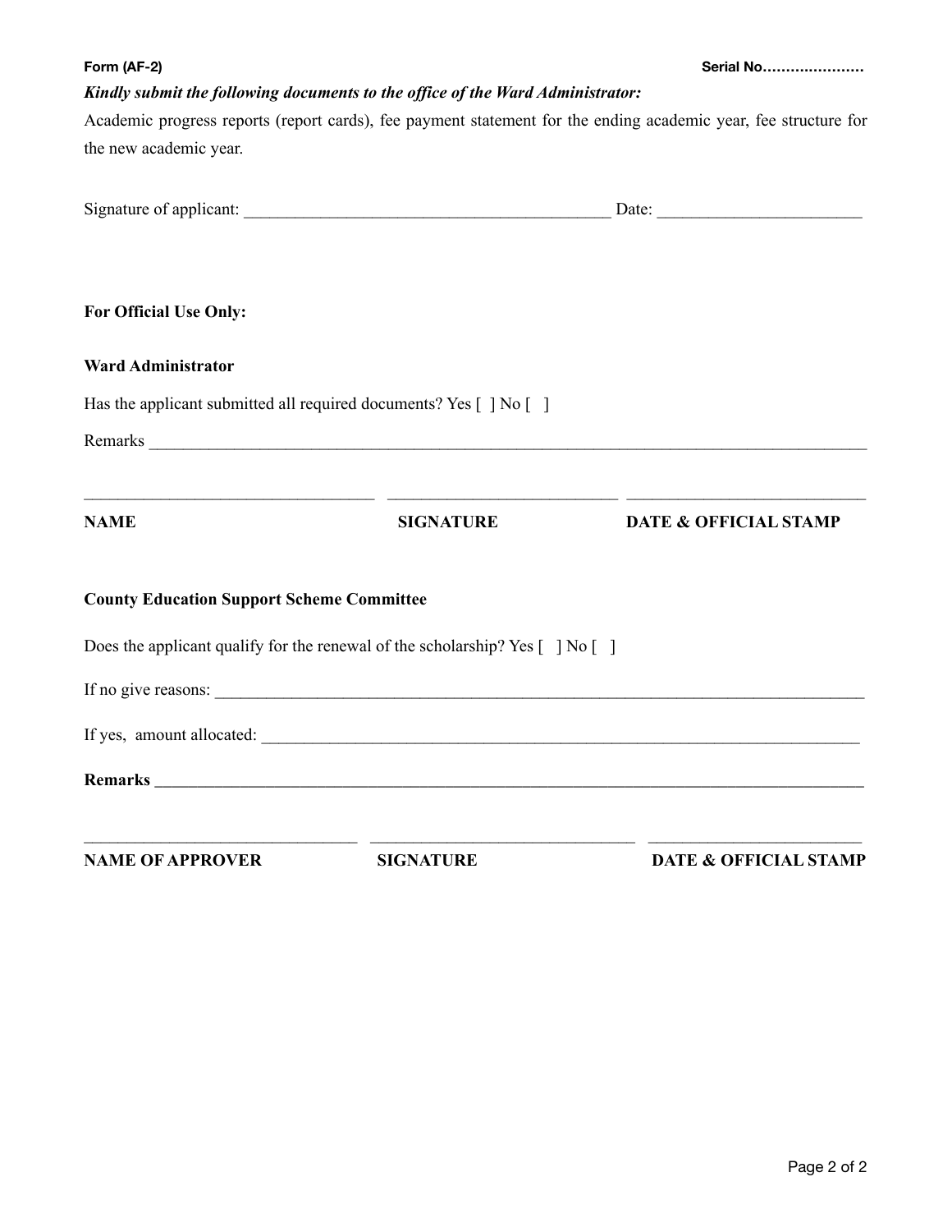**Form (AF-2)** **Serial No…………………**

***Kindly submit the following documents to the office of the Ward Administrator:***

Academic progress reports (report cards), fee payment statement for the ending academic year, fee structure for the new academic year.

Signature of applicant: ___________________________________________ Date: _______________________

**For Official Use Only:**

**Ward Administrator**

Has the applicant submitted all required documents? Yes [ ] No [ ]

Remarks ________________________________________________________________________________

__________________________________ __________________________ ___________________________

**NAME** **SIGNATURE** **DATE & OFFICIAL STAMP**

**County Education Support Scheme Committee**

Does the applicant qualify for the renewal of the scholarship? Yes [ ] No [ ]

If no give reasons: ______________________________________________________________________

If yes, amount allocated: _________________________________________________________________

**Remarks** ________________________________________________________________________________

_______________________________ ______________________________ ________________________

**NAME OF APPROVER** **SIGNATURE** **DATE & OFFICIAL STAMP**